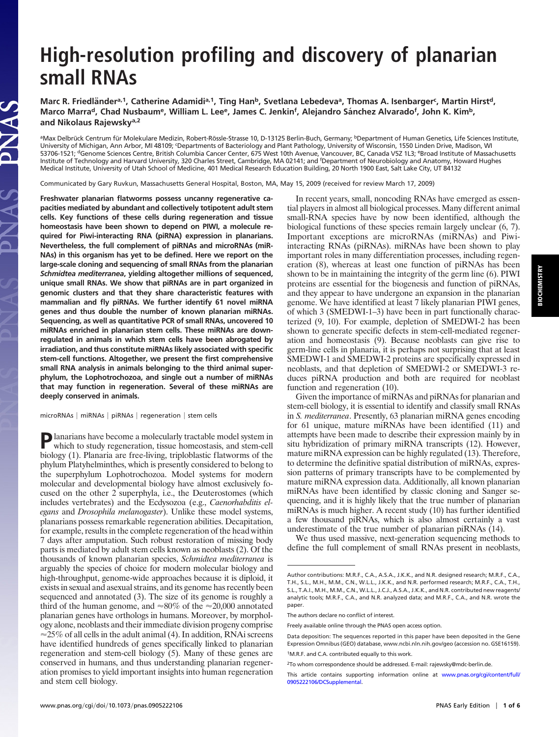# High-resolution profiling and discovery of planarian small RNAs

Marc R. Friedländer[a,1], Catherine Adamidi[a,1], Ting Han[b], Svetlana Lebedeva[a], Thomas A. Isenbarger[c], Martin Hirst[d], Marco Marra[d], Chad Nusbaum[e], William L. Lee[e], James C. Jenkin[f], Alejandro Sánchez Alvarado[f], John K. Kim[b], and Nikolaus Rajewsky[a,2]

[a]Max Delbrück Centrum für Molekulare Medizin, Robert-Rössle-Strasse 10, D-13125 Berlin-Buch, Germany; [b]Department of Human Genetics, Life Sciences Institute, University of Michigan, Ann Arbor, MI 48109; [c]Departments of Bacteriology and Plant Pathology, University of Wisconsin, 1550 Linden Drive, Madison, WI 53706-1521; [d]Genome Sciences Centre, British Columbia Cancer Center, 675 West 10th Avenue, Vancouver, BC, Canada V5Z 1L3; [e]Broad Institute of Massachusetts Institute of Technology and Harvard University, 320 Charles Street, Cambridge, MA 02141; and [f]Department of Neurobiology and Anatomy, Howard Hughes Medical Institute, University of Utah School of Medicine, 401 Medical Research Education Building, 20 North 1900 East, Salt Lake City, UT 84132

Communicated by Gary Ruvkun, Massachusetts General Hospital, Boston, MA, May 15, 2009 (received for review March 17, 2009)

**Freshwater planarian flatworms possess uncanny regenerative capacities mediated by abundant and collectively totipotent adult stem cells. Key functions of these cells during regeneration and tissue homeostasis have been shown to depend on PIWI, a molecule required for Piwi-interacting RNA (piRNA) expression in planarians. Nevertheless, the full complement of piRNAs and microRNAs (miRNAs) in this organism has yet to be defined. Here we report on the large-scale cloning and sequencing of small RNAs from the planarian *Schmidtea mediterranea*, yielding altogether millions of sequenced, unique small RNAs. We show that piRNAs are in part organized in genomic clusters and that they share characteristic features with mammalian and fly piRNAs. We further identify 61 novel miRNA genes and thus double the number of known planarian miRNAs. Sequencing, as well as quantitative PCR of small RNAs, uncovered 10 miRNAs enriched in planarian stem cells. These miRNAs are downregulated in animals in which stem cells have been abrogated by irradiation, and thus constitute miRNAs likely associated with specific stem-cell functions. Altogether, we present the first comprehensive small RNA analysis in animals belonging to the third animal superphylum, the Lophotrochozoa, and single out a number of miRNAs that may function in regeneration. Several of these miRNAs are deeply conserved in animals.**

microRNAs | miRNAs | piRNAs | regeneration | stem cells

Planarians have become a molecularly tractable model system in which to study regeneration, tissue homeostasis, and stem-cell biology (1). Planaria are free-living, triploblastic flatworms of the phylum Platyhelminthes, which is presently considered to belong to the superphylum Lophotrochozoa. Model systems for modern molecular and developmental biology have almost exclusively focused on the other 2 superphyla, i.e., the Deuterostomes (which includes vertebrates) and the Ecdysozoa (e.g., *Caenorhabditis elegans* and *Drosophila melanogaster*). Unlike these model systems, planarians possess remarkable regeneration abilities. Decapitation, for example, results in the complete regeneration of the head within 7 days after amputation. Such robust restoration of missing body parts is mediated by adult stem cells known as neoblasts (2). Of the thousands of known planarian species, *Schmidtea mediterranea* is arguably the species of choice for modern molecular biology and high-throughput, genome-wide approaches because it is diploid, it exists in sexual and asexual strains, and its genome has recently been sequenced and annotated (3). The size of its genome is roughly a third of the human genome, and ≈80% of the ≈20,000 annotated planarian genes have orthologs in humans. Moreover, by morphology alone, neoblasts and their immediate division progeny comprise ≈25% of all cells in the adult animal (4). In addition, RNAi screens have identified hundreds of genes specifically linked to planarian regeneration and stem-cell biology (5). Many of these genes are conserved in humans, and thus understanding planarian regeneration promises to yield important insights into human regeneration and stem cell biology.

In recent years, small, noncoding RNAs have emerged as essential players in almost all biological processes. Many different animal small-RNA species have by now been identified, although the biological functions of these species remain largely unclear (6, 7). Important exceptions are microRNAs (miRNAs) and Piwi-interacting RNAs (piRNAs). miRNAs have been shown to play important roles in many differentiation processes, including regeneration (8), whereas at least one function of piRNAs has been shown to be in maintaining the integrity of the germ line (6). PIWI proteins are essential for the biogenesis and function of piRNAs, and they appear to have undergone an expansion in the planarian genome. We have identified at least 7 likely planarian PIWI genes, of which 3 (SMEDWI-1–3) have been in part functionally characterized (9, 10). For example, depletion of SMEDWI-2 has been shown to generate specific defects in stem-cell-mediated regeneration and homeostasis (9). Because neoblasts can give rise to germ-line cells in planaria, it is perhaps not surprising that at least SMEDWI-1 and SMEDWI-2 proteins are specifically expressed in neoblasts, and that depletion of SMEDWI-2 or SMEDWI-3 reduces piRNA production and both are required for neoblast function and regeneration (10).

Given the importance of miRNAs and piRNAs for planarian and stem-cell biology, it is essential to identify and classify small RNAs in *S. mediterranea*. Presently, 63 planarian miRNA genes encoding for 61 unique, mature miRNAs have been identified (11) and attempts have been made to describe their expression mainly by in situ hybridization of primary miRNA transcripts (12). However, mature miRNA expression can be highly regulated (13). Therefore, to determine the definitive spatial distribution of miRNAs, expression patterns of primary transcripts have to be complemented by mature miRNA expression data. Additionally, all known planarian miRNAs have been identified by classic cloning and Sanger sequencing, and it is highly likely that the true number of planarian miRNAs is much higher. A recent study (10) has further identified a few thousand piRNAs, which is also almost certainly a vast underestimate of the true number of planarian piRNAs (14).

We thus used massive, next-generation sequencing methods to define the full complement of small RNAs present in neoblasts,

Author contributions: M.R.F., C.A., A.S.A., J.K.K., and N.R. designed research; M.R.F., C.A., T.H., S.L., M.H., M.M., C.N., W.L.L., J.K.K., and N.R. performed research; M.R.F., C.A., T.H., S.L., T.A.I., M.H., M.M., C.N., W.L.L., J.C.J., A.S.A., J.K.K., and N.R. contributed new reagents/analytic tools; M.R.F., C.A., and N.R. analyzed data; and M.R.F., C.A., and N.R. wrote the paper.

The authors declare no conflict of interest.

Freely available online through the PNAS open access option.

Data deposition: The sequences reported in this paper have been deposited in the Gene Expression Omnibus (GEO) database, www.ncbi.nlm.nih.gov/geo (accession no. GSE16159).

[1]M.R.F. and C.A. contributed equally to this work.

[2]To whom correspondence should be addressed. E-mail: rajewsky@mdc-berlin.de.

This article contains supporting information online at www.pnas.org/cgi/content/full/0905222106/DCSupplemental.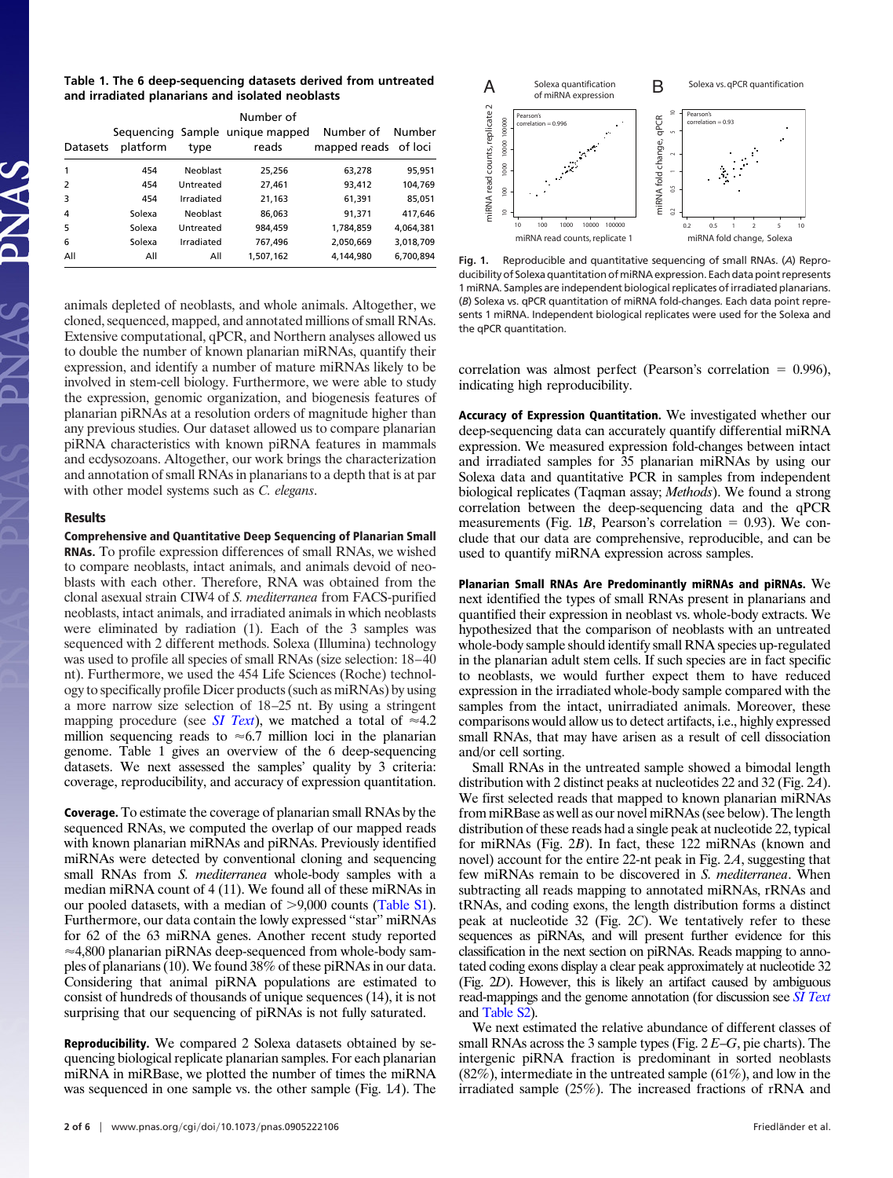**Table 1. The 6 deep-sequencing datasets derived from untreated and irradiated planarians and isolated neoblasts**

| Datasets | Sequencing platform | Sample type | Number of unique mapped reads | Number of mapped reads | Number of loci |
|---|---|---|---|---|---|
| 1 | 454 | Neoblast | 25,256 | 63,278 | 95,951 |
| 2 | 454 | Untreated | 27,461 | 93,412 | 104,769 |
| 3 | 454 | Irradiated | 21,163 | 61,391 | 85,051 |
| 4 | Solexa | Neoblast | 86,063 | 91,371 | 417,646 |
| 5 | Solexa | Untreated | 984,459 | 1,784,859 | 4,064,381 |
| 6 | Solexa | Irradiated | 767,496 | 2,050,669 | 3,018,709 |
| All | All | All | 1,507,162 | 4,144,980 | 6,700,894 |

animals depleted of neoblasts, and whole animals. Altogether, we cloned, sequenced, mapped, and annotated millions of small RNAs. Extensive computational, qPCR, and Northern analyses allowed us to double the number of known planarian miRNAs, quantify their expression, and identify a number of mature miRNAs likely to be involved in stem-cell biology. Furthermore, we were able to study the expression, genomic organization, and biogenesis features of planarian piRNAs at a resolution orders of magnitude higher than any previous studies. Our dataset allowed us to compare planarian piRNA characteristics with known piRNA features in mammals and ecdysozoans. Altogether, our work brings the characterization and annotation of small RNAs in planarians to a depth that is at par with other model systems such as *C. elegans*.

## Results

**Comprehensive and Quantitative Deep Sequencing of Planarian Small RNAs.** To profile expression differences of small RNAs, we wished to compare neoblasts, intact animals, and animals devoid of neoblasts with each other. Therefore, RNA was obtained from the clonal asexual strain CIW4 of *S. mediterranea* from FACS-purified neoblasts, intact animals, and irradiated animals in which neoblasts were eliminated by radiation (1). Each of the 3 samples was sequenced with 2 different methods. Solexa (Illumina) technology was used to profile all species of small RNAs (size selection: 18–40 nt). Furthermore, we used the 454 Life Sciences (Roche) technology to specifically profile Dicer products (such as miRNAs) by using a more narrow size selection of 18–25 nt. By using a stringent mapping procedure (see *SI Text*), we matched a total of ≈4.2 million sequencing reads to ≈6.7 million loci in the planarian genome. Table 1 gives an overview of the 6 deep-sequencing datasets. We next assessed the samples' quality by 3 criteria: coverage, reproducibility, and accuracy of expression quantitation.

**Coverage.** To estimate the coverage of planarian small RNAs by the sequenced RNAs, we computed the overlap of our mapped reads with known planarian miRNAs and piRNAs. Previously identified miRNAs were detected by conventional cloning and sequencing small RNAs from *S. mediterranea* whole-body samples with a median miRNA count of 4 (11). We found all of these miRNAs in our pooled datasets, with a median of >9,000 counts (Table S1). Furthermore, our data contain the lowly expressed "star" miRNAs for 62 of the 63 miRNA genes. Another recent study reported ≈4,800 planarian piRNAs deep-sequenced from whole-body samples of planarians (10). We found 38% of these piRNAs in our data. Considering that animal piRNA populations are estimated to consist of hundreds of thousands of unique sequences (14), it is not surprising that our sequencing of piRNAs is not fully saturated.

**Reproducibility.** We compared 2 Solexa datasets obtained by sequencing biological replicate planarian samples. For each planarian miRNA in miRBase, we plotted the number of times the miRNA was sequenced in one sample vs. the other sample (Fig. 1*A*). The correlation was almost perfect (Pearson's correlation = 0.996), indicating high reproducibility.

Fig. 1. Reproducible and quantitative sequencing of small RNAs. (*A*) Reproducibility of Solexa quantitation of miRNA expression. Each data point represents 1 miRNA. Samples are independent biological replicates of irradiated planarians. (*B*) Solexa vs. qPCR quantitation of miRNA fold-changes. Each data point represents 1 miRNA. Independent biological replicates were used for the Solexa and the qPCR quantitation.

**Accuracy of Expression Quantitation.** We investigated whether our deep-sequencing data can accurately quantify differential miRNA expression. We measured expression fold-changes between intact and irradiated samples for 35 planarian miRNAs by using our Solexa data and quantitative PCR in samples from independent biological replicates (Taqman assay; *Methods*). We found a strong correlation between the deep-sequencing data and the qPCR measurements (Fig. 1*B*, Pearson's correlation = 0.93). We conclude that our data are comprehensive, reproducible, and can be used to quantify miRNA expression across samples.

**Planarian Small RNAs Are Predominantly miRNAs and piRNAs.** We next identified the types of small RNAs present in planarians and quantified their expression in neoblast vs. whole-body extracts. We hypothesized that the comparison of neoblasts with an untreated whole-body sample should identify small RNA species up-regulated in the planarian adult stem cells. If such species are in fact specific to neoblasts, we would further expect them to have reduced expression in the irradiated whole-body sample compared with the samples from the intact, unirradiated animals. Moreover, these comparisons would allow us to detect artifacts, i.e., highly expressed small RNAs, that may have arisen as a result of cell dissociation and/or cell sorting.

Small RNAs in the untreated sample showed a bimodal length distribution with 2 distinct peaks at nucleotides 22 and 32 (Fig. 2*A*). We first selected reads that mapped to known planarian miRNAs from miRBase as well as our novel miRNAs (see below). The length distribution of these reads had a single peak at nucleotide 22, typical for miRNAs (Fig. 2*B*). In fact, these 122 miRNAs (known and novel) account for the entire 22-nt peak in Fig. 2*A*, suggesting that few miRNAs remain to be discovered in *S. mediterranea*. When subtracting all reads mapping to annotated miRNAs, rRNAs and tRNAs, and coding exons, the length distribution forms a distinct peak at nucleotide 32 (Fig. 2*C*). We tentatively refer to these sequences as piRNAs, and will present further evidence for this classification in the next section on piRNAs. Reads mapping to annotated coding exons display a clear peak approximately at nucleotide 32 (Fig. 2*D*). However, this is likely an artifact caused by ambiguous read-mappings and the genome annotation (for discussion see *SI Text* and Table S2).

We next estimated the relative abundance of different classes of small RNAs across the 3 sample types (Fig. 2 *E*–*G*, pie charts). The intergenic piRNA fraction is predominant in sorted neoblasts (82%), intermediate in the untreated sample (61%), and low in the irradiated sample (25%). The increased fractions of rRNA and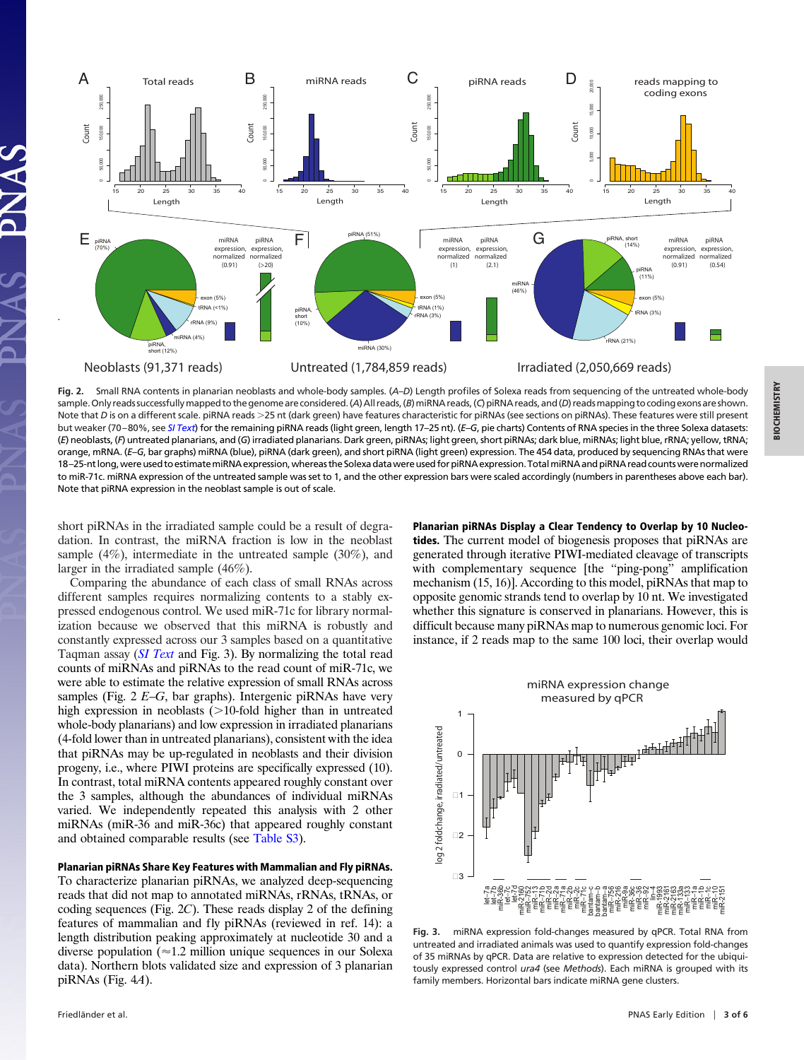Fig. 2. Small RNA contents in planarian neoblasts and whole-body samples. (*A–D*) Length profiles of Solexa reads from sequencing of the untreated whole-body sample. Only reads successfully mapped to the genome are considered. (*A*) All reads, (*B*) miRNA reads, (*C*) piRNA reads, and (*D*) reads mapping to coding exons are shown. Note that *D* is on a different scale. piRNA reads >25 nt (dark green) have features characteristic for piRNAs (see sections on piRNAs). These features were still present but weaker (70–80%, see *SI Text*) for the remaining piRNA reads (light green, length 17–25 nt). (*E–G*, pie charts) Contents of RNA species in the three Solexa datasets: (*E*) neoblasts, (*F*) untreated planarians, and (*G*) irradiated planarians. Dark green, piRNAs; light green, short piRNAs; dark blue, miRNAs; light blue, rRNA; yellow, tRNA; orange, mRNA. (*E–G*, bar graphs) miRNA (blue), piRNA (dark green), and short piRNA (light green) expression. The 454 data, produced by sequencing RNAs that were 18–25-nt long, were used to estimate miRNA expression, whereas the Solexa data were used for piRNA expression. Total miRNA and piRNA read counts were normalized to miR-71c. miRNA expression of the untreated sample was set to 1, and the other expression bars were scaled accordingly (numbers in parentheses above each bar). Note that piRNA expression in the neoblast sample is out of scale.

short piRNAs in the irradiated sample could be a result of degradation. In contrast, the miRNA fraction is low in the neoblast sample (4%), intermediate in the untreated sample (30%), and larger in the irradiated sample (46%).

Comparing the abundance of each class of small RNAs across different samples requires normalizing contents to a stably expressed endogenous control. We used miR-71c for library normalization because we observed that this miRNA is robustly and constantly expressed across our 3 samples based on a quantitative Taqman assay (*SI Text* and Fig. 3). By normalizing the total read counts of miRNAs and piRNAs to the read count of miR-71c, we were able to estimate the relative expression of small RNAs across samples (Fig. 2 *E–G*, bar graphs). Intergenic piRNAs have very high expression in neoblasts (>10-fold higher than in untreated whole-body planarians) and low expression in irradiated planarians (4-fold lower than in untreated planarians), consistent with the idea that piRNAs may be up-regulated in neoblasts and their division progeny, i.e., where PIWI proteins are specifically expressed (10). In contrast, total miRNA contents appeared roughly constant over the 3 samples, although the abundances of individual miRNAs varied. We independently repeated this analysis with 2 other miRNAs (miR-36 and miR-36c) that appeared roughly constant and obtained comparable results (see Table S3).

**Planarian piRNAs Share Key Features with Mammalian and Fly piRNAs.** To characterize planarian piRNAs, we analyzed deep-sequencing reads that did not map to annotated miRNAs, rRNAs, tRNAs, or coding sequences (Fig. 2*C*). These reads display 2 of the defining features of mammalian and fly piRNAs (reviewed in ref. 14): a length distribution peaking approximately at nucleotide 30 and a diverse population (≈1.2 million unique sequences in our Solexa data). Northern blots validated size and expression of 3 planarian piRNAs (Fig. 4*A*).

**Planarian piRNAs Display a Clear Tendency to Overlap by 10 Nucleotides.** The current model of biogenesis proposes that piRNAs are generated through iterative PIWI-mediated cleavage of transcripts with complementary sequence [the "ping-pong" amplification mechanism (15, 16)]. According to this model, piRNAs that map to opposite genomic strands tend to overlap by 10 nt. We investigated whether this signature is conserved in planarians. However, this is difficult because many piRNAs map to numerous genomic loci. For instance, if 2 reads map to the same 100 loci, their overlap would

Fig. 3. miRNA expression fold-changes measured by qPCR. Total RNA from untreated and irradiated animals was used to quantify expression fold-changes of 35 miRNAs by qPCR. Data are relative to expression detected for the ubiquitously expressed control *ura4* (see *Methods*). Each miRNA is grouped with its family members. Horizontal bars indicate miRNA gene clusters.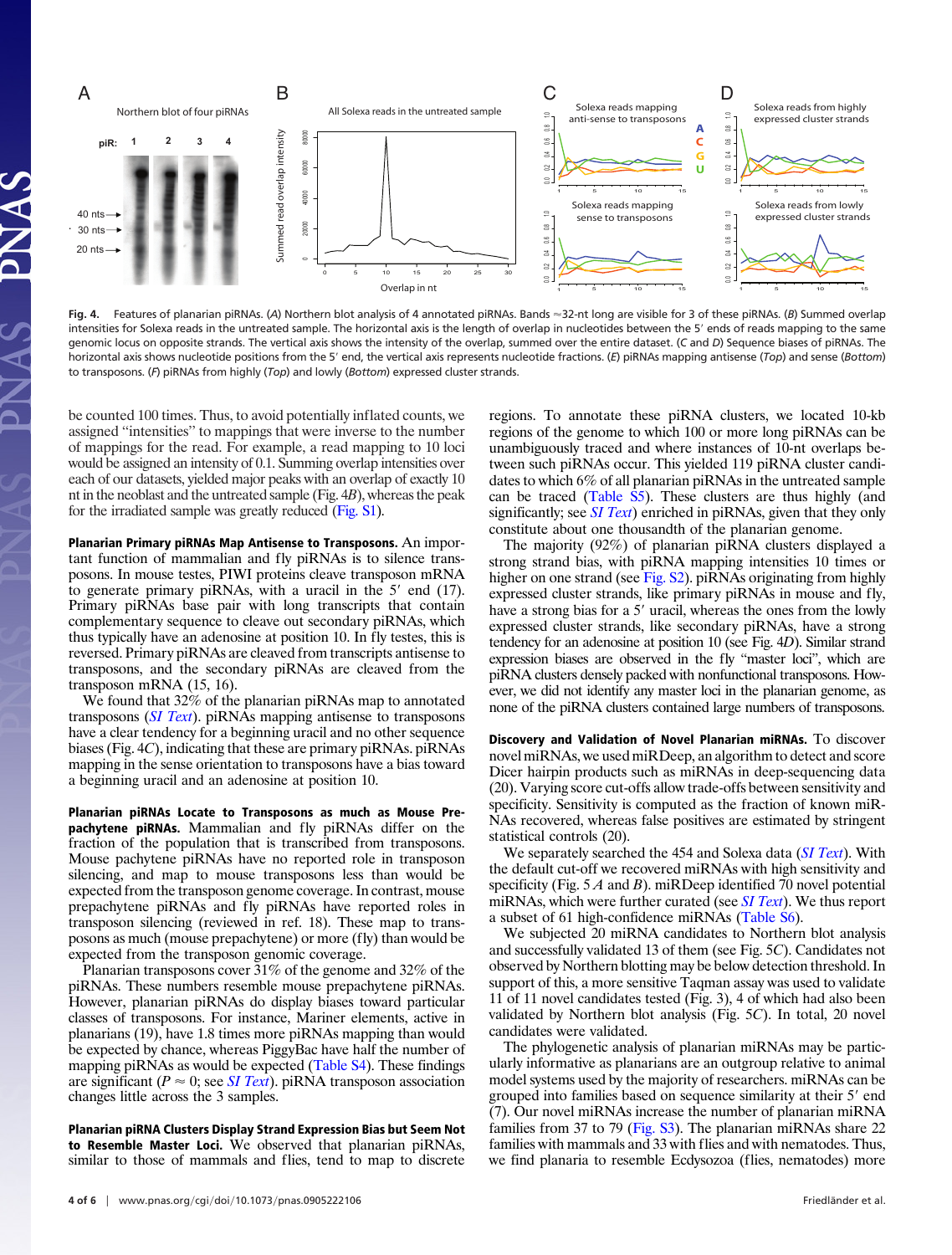Fig. 4. Features of planarian piRNAs. (*A*) Northern blot analysis of 4 annotated piRNAs. Bands ≈32-nt long are visible for 3 of these piRNAs. (*B*) Summed overlap intensities for Solexa reads in the untreated sample. The horizontal axis is the length of overlap in nucleotides between the 5′ ends of reads mapping to the same genomic locus on opposite strands. The vertical axis shows the intensity of the overlap, summed over the entire dataset. (*C* and *D*) Sequence biases of piRNAs. The horizontal axis shows nucleotide positions from the 5′ end, the vertical axis represents nucleotide fractions. (*E*) piRNAs mapping antisense (*Top*) and sense (*Bottom*) to transposons. (*F*) piRNAs from highly (*Top*) and lowly (*Bottom*) expressed cluster strands.

be counted 100 times. Thus, to avoid potentially inflated counts, we assigned "intensities" to mappings that were inverse to the number of mappings for the read. For example, a read mapping to 10 loci would be assigned an intensity of 0.1. Summing overlap intensities over each of our datasets, yielded major peaks with an overlap of exactly 10 nt in the neoblast and the untreated sample (Fig. 4*B*), whereas the peak for the irradiated sample was greatly reduced (Fig. S1).

**Planarian Primary piRNAs Map Antisense to Transposons.** An important function of mammalian and fly piRNAs is to silence transposons. In mouse testes, PIWI proteins cleave transposon mRNA to generate primary piRNAs, with a uracil in the 5′ end (17). Primary piRNAs base pair with long transcripts that contain complementary sequence to cleave out secondary piRNAs, which thus typically have an adenosine at position 10. In fly testes, this is reversed. Primary piRNAs are cleaved from transcripts antisense to transposons, and the secondary piRNAs are cleaved from the transposon mRNA (15, 16).

We found that 32% of the planarian piRNAs map to annotated transposons (*SI Text*). piRNAs mapping antisense to transposons have a clear tendency for a beginning uracil and no other sequence biases (Fig. 4*C*), indicating that these are primary piRNAs. piRNAs mapping in the sense orientation to transposons have a bias toward a beginning uracil and an adenosine at position 10.

**Planarian piRNAs Locate to Transposons as much as Mouse Prepachytene piRNAs.** Mammalian and fly piRNAs differ on the fraction of the population that is transcribed from transposons. Mouse pachytene piRNAs have no reported role in transposon silencing, and map to mouse transposons less than would be expected from the transposon genome coverage. In contrast, mouse prepachytene piRNAs and fly piRNAs have reported roles in transposon silencing (reviewed in ref. 18). These map to transposons as much (mouse prepachytene) or more (fly) than would be expected from the transposon genomic coverage.

Planarian transposons cover 31% of the genome and 32% of the piRNAs. These numbers resemble mouse prepachytene piRNAs. However, planarian piRNAs do display biases toward particular classes of transposons. For instance, Mariner elements, active in planarians (19), have 1.8 times more piRNAs mapping than would be expected by chance, whereas PiggyBac have half the number of mapping piRNAs as would be expected (Table S4). These findings are significant ($P \approx 0$; see *SI Text*). piRNA transposon association changes little across the 3 samples.

**Planarian piRNA Clusters Display Strand Expression Bias but Seem Not to Resemble Master Loci.** We observed that planarian piRNAs, similar to those of mammals and flies, tend to map to discrete regions. To annotate these piRNA clusters, we located 10-kb regions of the genome to which 100 or more long piRNAs can be unambiguously traced and where instances of 10-nt overlaps between such piRNAs occur. This yielded 119 piRNA cluster candidates to which 6% of all planarian piRNAs in the untreated sample can be traced (Table S5). These clusters are thus highly (and significantly; see *SI Text*) enriched in piRNAs, given that they only constitute about one thousandth of the planarian genome.

The majority (92%) of planarian piRNA clusters displayed a strong strand bias, with piRNA mapping intensities 10 times or higher on one strand (see Fig. S2). piRNAs originating from highly expressed cluster strands, like primary piRNAs in mouse and fly, have a strong bias for a 5′ uracil, whereas the ones from the lowly expressed cluster strands, like secondary piRNAs, have a strong tendency for an adenosine at position 10 (see Fig. 4*D*). Similar strand expression biases are observed in the fly "master loci", which are piRNA clusters densely packed with nonfunctional transposons. However, we did not identify any master loci in the planarian genome, as none of the piRNA clusters contained large numbers of transposons.

**Discovery and Validation of Novel Planarian miRNAs.** To discover novel miRNAs, we used miRDeep, an algorithm to detect and score Dicer hairpin products such as miRNAs in deep-sequencing data (20). Varying score cut-offs allow trade-offs between sensitivity and specificity. Sensitivity is computed as the fraction of known miRNAs recovered, whereas false positives are estimated by stringent statistical controls (20).

We separately searched the 454 and Solexa data (*SI Text*). With the default cut-off we recovered miRNAs with high sensitivity and specificity (Fig. 5 *A* and *B*). miRDeep identified 70 novel potential miRNAs, which were further curated (see *SI Text*). We thus report a subset of 61 high-confidence miRNAs (Table S6).

We subjected 20 miRNA candidates to Northern blot analysis and successfully validated 13 of them (see Fig. 5*C*). Candidates not observed by Northern blotting may be below detection threshold. In support of this, a more sensitive Taqman assay was used to validate 11 of 11 novel candidates tested (Fig. 3), 4 of which had also been validated by Northern blot analysis (Fig. 5*C*). In total, 20 novel candidates were validated.

The phylogenetic analysis of planarian miRNAs may be particularly informative as planarians are an outgroup relative to animal model systems used by the majority of researchers. miRNAs can be grouped into families based on sequence similarity at their 5′ end (7). Our novel miRNAs increase the number of planarian miRNA families from 37 to 79 (Fig. S3). The planarian miRNAs share 22 families with mammals and 33 with flies and with nematodes. Thus, we find planaria to resemble Ecdysozoa (flies, nematodes) more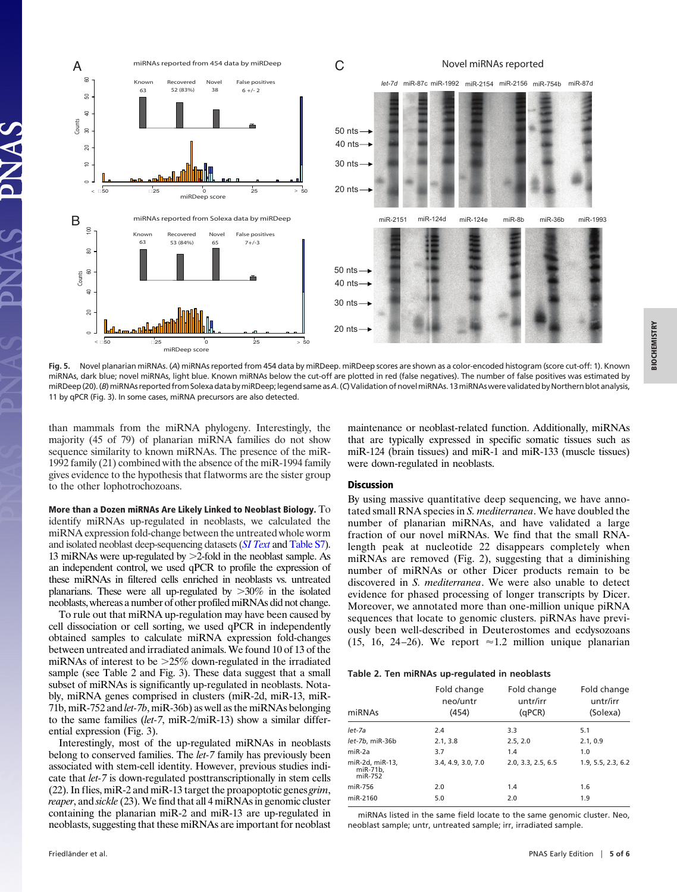**Fig. 5.** Novel planarian miRNAs. (*A*) miRNAs reported from 454 data by miRDeep. miRDeep scores are shown as a color-encoded histogram (score cut-off: 1). Known miRNAs, dark blue; novel miRNAs, light blue. Known miRNAs below the cut-off are plotted in red (false negatives). The number of false positives was estimated by miRDeep (20). (*B*) miRNAs reported from Solexa data by miRDeep; legend same as *A*. (*C*) Validation of novel miRNAs. 13 miRNAs were validated by Northern blot analysis, 11 by qPCR (Fig. 3). In some cases, miRNA precursors are also detected.

than mammals from the miRNA phylogeny. Interestingly, the majority (45 of 79) of planarian miRNA families do not show sequence similarity to known miRNAs. The presence of the miR-1992 family (21) combined with the absence of the miR-1994 family gives evidence to the hypothesis that flatworms are the sister group to the other lophotrochozoans.

**More than a Dozen miRNAs Are Likely Linked to Neoblast Biology.** To identify miRNAs up-regulated in neoblasts, we calculated the miRNA expression fold-change between the untreated whole worm and isolated neoblast deep-sequencing datasets (*SI Text* and Table S7). 13 miRNAs were up-regulated by >2-fold in the neoblast sample. As an independent control, we used qPCR to profile the expression of these miRNAs in filtered cells enriched in neoblasts vs. untreated planarians. These were all up-regulated by >30% in the isolated neoblasts, whereas a number of other profiled miRNAs did not change.

To rule out that miRNA up-regulation may have been caused by cell dissociation or cell sorting, we used qPCR in independently obtained samples to calculate miRNA expression fold-changes between untreated and irradiated animals. We found 10 of 13 of the miRNAs of interest to be >25% down-regulated in the irradiated sample (see Table 2 and Fig. 3). These data suggest that a small subset of miRNAs is significantly up-regulated in neoblasts. Notably, miRNA genes comprised in clusters (miR-2d, miR-13, miR-71b, miR-752 and *let-7b*, miR-36b) as well as the miRNAs belonging to the same families (*let-7*, miR-2/miR-13) show a similar differential expression (Fig. 3).

Interestingly, most of the up-regulated miRNAs in neoblasts belong to conserved families. The *let-7* family has previously been associated with stem-cell identity. However, previous studies indicate that *let-7* is down-regulated posttranscriptionally in stem cells (22). In flies, miR-2 and miR-13 target the proapoptotic genes *grim*, *reaper*, and *sickle* (23). We find that all 4 miRNAs in genomic cluster containing the planarian miR-2 and miR-13 are up-regulated in neoblasts, suggesting that these miRNAs are important for neoblast maintenance or neoblast-related function. Additionally, miRNAs that are typically expressed in specific somatic tissues such as miR-124 (brain tissues) and miR-1 and miR-133 (muscle tissues) were down-regulated in neoblasts.

## Discussion

By using massive quantitative deep sequencing, we have annotated small RNA species in *S. mediterranea*. We have doubled the number of planarian miRNAs, and have validated a large fraction of our novel miRNAs. We find that the small RNA-length peak at nucleotide 22 disappears completely when miRNAs are removed (Fig. 2), suggesting that a diminishing number of miRNAs or other Dicer products remain to be discovered in *S. mediterranea*. We were also unable to detect evidence for phased processing of longer transcripts by Dicer. Moreover, we annotated more than one-million unique piRNA sequences that locate to genomic clusters. piRNAs have previously been well-described in Deuterostomes and ecdysozoans (15, 16, 24–26). We report ≈1.2 million unique planarian

**Table 2. Ten miRNAs up-regulated in neoblasts**

| miRNAs | Fold change neo/untr (454) | Fold change untr/irr (qPCR) | Fold change untr/irr (Solexa) |
|---|---|---|---|
| *let-7a* | 2.4 | 3.3 | 5.1 |
| *let-7b*, miR-36b | 2.1, 3.8 | 2.5, 2.0 | 2.1, 0.9 |
| miR-2a | 3.7 | 1.4 | 1.0 |
| miR-2d, miR-13, miR-71b, miR-752 | 3.4, 4.9, 3.0, 7.0 | 2.0, 3.3, 2.5, 6.5 | 1.9, 5.5, 2.3, 6.2 |
| miR-756 | 2.0 | 1.4 | 1.6 |
| miR-2160 | 5.0 | 2.0 | 1.9 |

miRNAs listed in the same field locate to the same genomic cluster. Neo, neoblast sample; untr, untreated sample; irr, irradiated sample.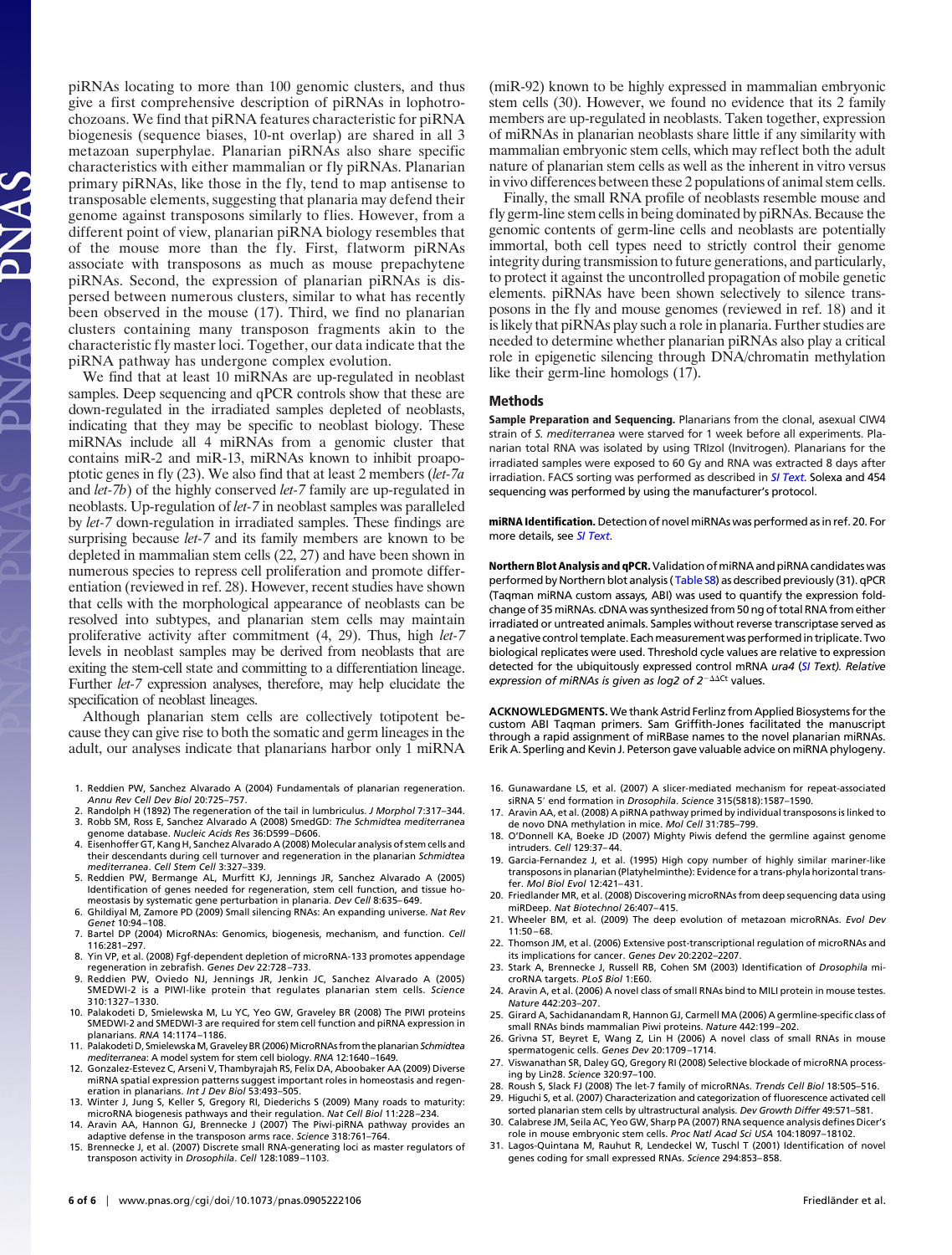piRNAs locating to more than 100 genomic clusters, and thus give a first comprehensive description of piRNAs in lophotrochozoans. We find that piRNA features characteristic for piRNA biogenesis (sequence biases, 10-nt overlap) are shared in all 3 metazoan superphylae. Planarian piRNAs also share specific characteristics with either mammalian or fly piRNAs. Planarian primary piRNAs, like those in the fly, tend to map antisense to transposable elements, suggesting that planaria may defend their genome against transposons similarly to flies. However, from a different point of view, planarian piRNA biology resembles that of the mouse more than the fly. First, flatworm piRNAs associate with transposons as much as mouse prepachytene piRNAs. Second, the expression of planarian piRNAs is dispersed between numerous clusters, similar to what has recently been observed in the mouse (17). Third, we find no planarian clusters containing many transposon fragments akin to the characteristic fly master loci. Together, our data indicate that the piRNA pathway has undergone complex evolution.

We find that at least 10 miRNAs are up-regulated in neoblast samples. Deep sequencing and qPCR controls show that these are down-regulated in the irradiated samples depleted of neoblasts, indicating that they may be specific to neoblast biology. These miRNAs include all 4 miRNAs from a genomic cluster that contains miR-2 and miR-13, miRNAs known to inhibit proapoptotic genes in fly (23). We also find that at least 2 members (*let-7a* and *let-7b*) of the highly conserved *let-7* family are up-regulated in neoblasts. Up-regulation of *let-7* in neoblast samples was paralleled by *let-7* down-regulation in irradiated samples. These findings are surprising because *let-7* and its family members are known to be depleted in mammalian stem cells (22, 27) and have been shown in numerous species to repress cell proliferation and promote differentiation (reviewed in ref. 28). However, recent studies have shown that cells with the morphological appearance of neoblasts can be resolved into subtypes, and planarian stem cells may maintain proliferative activity after commitment (4, 29). Thus, high *let-7* levels in neoblast samples may be derived from neoblasts that are exiting the stem-cell state and committing to a differentiation lineage. Further *let-7* expression analyses, therefore, may help elucidate the specification of neoblast lineages.

Although planarian stem cells are collectively totipotent because they can give rise to both the somatic and germ lineages in the adult, our analyses indicate that planarians harbor only 1 miRNA (miR-92) known to be highly expressed in mammalian embryonic stem cells (30). However, we found no evidence that its 2 family members are up-regulated in neoblasts. Taken together, expression of miRNAs in planarian neoblasts share little if any similarity with mammalian embryonic stem cells, which may reflect both the adult nature of planarian stem cells as well as the inherent in vitro versus in vivo differences between these 2 populations of animal stem cells.

Finally, the small RNA profile of neoblasts resemble mouse and fly germ-line stem cells in being dominated by piRNAs. Because the genomic contents of germ-line cells and neoblasts are potentially immortal, both cell types need to strictly control their genome integrity during transmission to future generations, and particularly, to protect it against the uncontrolled propagation of mobile genetic elements. piRNAs have been shown selectively to silence transposons in the fly and mouse genomes (reviewed in ref. 18) and it is likely that piRNAs play such a role in planaria. Further studies are needed to determine whether planarian piRNAs also play a critical role in epigenetic silencing through DNA/chromatin methylation like their germ-line homologs (17).

## Methods

**Sample Preparation and Sequencing.** Planarians from the clonal, asexual CIW4 strain of *S. mediterranea* were starved for 1 week before all experiments. Planarian total RNA was isolated by using TRIzol (Invitrogen). Planarians for the irradiated samples were exposed to 60 Gy and RNA was extracted 8 days after irradiation. FACS sorting was performed as described in *SI Text*. Solexa and 454 sequencing was performed by using the manufacturer's protocol.

**miRNA Identification.** Detection of novel miRNAs was performed as in ref. 20. For more details, see *SI Text*.

**Northern Blot Analysis and qPCR.** Validation of miRNA and piRNA candidates was performed by Northern blot analysis (Table S8) as described previously (31). qPCR (Taqman miRNA custom assays, ABI) was used to quantify the expression fold-change of 35 miRNAs. cDNA was synthesized from 50 ng of total RNA from either irradiated or untreated animals. Samples without reverse transcriptase served as a negative control template. Each measurement was performed in triplicate. Two biological replicates were used. Threshold cycle values are relative to expression detected for the ubiquitously expressed control mRNA *ura4* (*SI Text). Relative expression of miRNAs is given as log2 of $2^{-\Delta\Delta Ct}$ values.*

**ACKNOWLEDGMENTS.** We thank Astrid Ferlinz from Applied Biosystems for the custom ABI Taqman primers. Sam Griffith-Jones facilitated the manuscript through a rapid assignment of miRBase names to the novel planarian miRNAs. Erik A. Sperling and Kevin J. Peterson gave valuable advice on miRNA phylogeny.

1. Reddien PW, Sanchez Alvarado A (2004) Fundamentals of planarian regeneration. *Annu Rev Cell Dev Biol* 20:725–757.
2. Randolph H (1892) The regeneration of the tail in lumbriculus. *J Morphol* 7:317–344.
3. Robb SM, Ross E, Sanchez Alvarado A (2008) SmedGD: *The Schmidtea mediterranea* genome database. *Nucleic Acids Res* 36:D599–D606.
4. Eisenhoffer GT, Kang H, Sanchez Alvarado A (2008) Molecular analysis of stem cells and their descendants during cell turnover and regeneration in the planarian *Schmidtea mediterranea*. *Cell Stem Cell* 3:327–339.
5. Reddien PW, Bermange AL, Murfitt KJ, Jennings JR, Sanchez Alvarado A (2005) Identification of genes needed for regeneration, stem cell function, and tissue homeostasis by systematic gene perturbation in planaria. *Dev Cell* 8:635–649.
6. Ghildiyal M, Zamore PD (2009) Small silencing RNAs: An expanding universe. *Nat Rev Genet* 10:94–108.
7. Bartel DP (2004) MicroRNAs: Genomics, biogenesis, mechanism, and function. *Cell* 116:281–297.
8. Yin VP, et al. (2008) Fgf-dependent depletion of microRNA-133 promotes appendage regeneration in zebrafish. *Genes Dev* 22:728–733.
9. Reddien PW, Oviedo NJ, Jennings JR, Jenkin JC, Sanchez Alvarado A (2005) SMEDWI-2 is a PIWI-like protein that regulates planarian stem cells. *Science* 310:1327–1330.
10. Palakodeti D, Smielewska M, Lu YC, Yeo GW, Graveley BR (2008) The PIWI proteins SMEDWI-2 and SMEDWI-3 are required for stem cell function and piRNA expression in planarians. *RNA* 14:1174–1186.
11. Palakodeti D, Smielewska M, Graveley BR (2006) MicroRNAs from the planarian *Schmidtea mediterranea*: A model system for stem cell biology. *RNA* 12:1640–1649.
12. Gonzalez-Estevez C, Arseni V, Thambyrajah RS, Felix DA, Aboobaker AA (2009) Diverse miRNA spatial expression patterns suggest important roles in homeostasis and regeneration in planarians. *Int J Dev Biol* 53:493–505.
13. Winter J, Jung S, Keller S, Gregory RI, Diederichs S (2009) Many roads to maturity: microRNA biogenesis pathways and their regulation. *Nat Cell Biol* 11:228–234.
14. Aravin AA, Hannon GJ, Brennecke J (2007) The Piwi-piRNA pathway provides an adaptive defense in the transposon arms race. *Science* 318:761–764.
15. Brennecke J, et al. (2007) Discrete small RNA-generating loci as master regulators of transposon activity in *Drosophila*. *Cell* 128:1089–1103.
16. Gunawardane LS, et al. (2007) A slicer-mediated mechanism for repeat-associated siRNA 5′ end formation in *Drosophila*. *Science* 315(5818):1587–1590.
17. Aravin AA, et al. (2008) A piRNA pathway primed by individual transposons is linked to de novo DNA methylation in mice. *Mol Cell* 31:785–799.
18. O'Donnell KA, Boeke JD (2007) Mighty Piwis defend the germline against genome intruders. *Cell* 129:37–44.
19. Garcia-Fernandez J, et al. (1995) High copy number of highly similar mariner-like transposons in planarian (Platyhelminthe): Evidence for a trans-phyla horizontal transfer. *Mol Biol Evol* 12:421–431.
20. Friedlander MR, et al. (2008) Discovering microRNAs from deep sequencing data using miRDeep. *Nat Biotechnol* 26:407–415.
21. Wheeler BM, et al. (2009) The deep evolution of metazoan microRNAs. *Evol Dev* 11:50–68.
22. Thomson JM, et al. (2006) Extensive post-transcriptional regulation of microRNAs and its implications for cancer. *Genes Dev* 20:2202–2207.
23. Stark A, Brennecke J, Russell RB, Cohen SM (2003) Identification of *Drosophila* microRNA targets. *PLoS Biol* 1:E60.
24. Aravin A, et al. (2006) A novel class of small RNAs bind to MILI protein in mouse testes. *Nature* 442:203–207.
25. Girard A, Sachidanandam R, Hannon GJ, Carmell MA (2006) A germline-specific class of small RNAs binds mammalian Piwi proteins. *Nature* 442:199–202.
26. Grivna ST, Beyret E, Wang Z, Lin H (2006) A novel class of small RNAs in mouse spermatogenic cells. *Genes Dev* 20:1709–1714.
27. Viswanathan SR, Daley GQ, Gregory RI (2008) Selective blockade of microRNA processing by Lin28. *Science* 320:97–100.
28. Roush S, Slack FJ (2008) The let-7 family of microRNAs. *Trends Cell Biol* 18:505–516.
29. Higuchi S, et al. (2007) Characterization and categorization of fluorescence activated cell sorted planarian stem cells by ultrastructural analysis. *Dev Growth Differ* 49:571–581.
30. Calabrese JM, Seila AC, Yeo GW, Sharp PA (2007) RNA sequence analysis defines Dicer's role in mouse embryonic stem cells. *Proc Natl Acad Sci USA* 104:18097–18102.
31. Lagos-Quintana M, Rauhut R, Lendeckel W, Tuschl T (2001) Identification of novel genes coding for small expressed RNAs. *Science* 294:853–858.